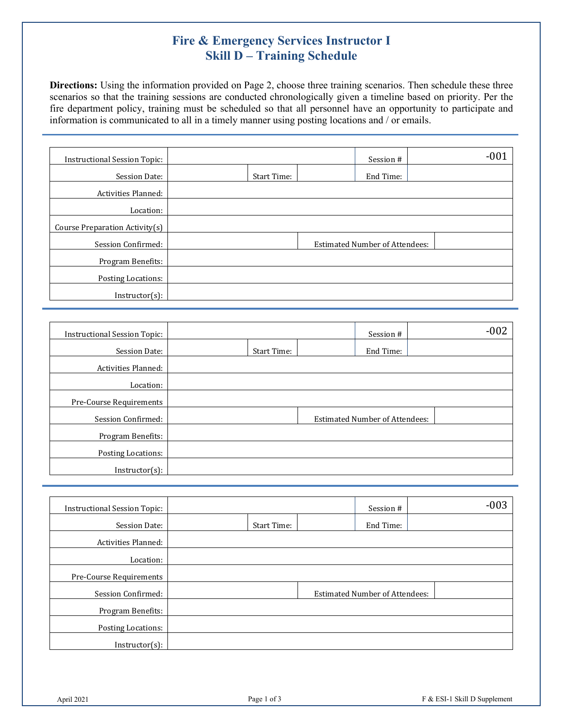# Fire & Emergency Services Instructor I
# Skill D – Training Schedule

**Directions:** Using the information provided on Page 2, choose three training scenarios. Then schedule these three scenarios so that the training sessions are conducted chronologically given a timeline based on priority. Per the fire department policy, training must be scheduled so that all personnel have an opportunity to participate and information is communicated to all in a timely manner using posting locations and / or emails.

---

| Instructional Session Topic: | | | | Session # | -001 |
|---|---|---|---|---|---|
| Session Date: | | Start Time: | | End Time: | |
| Activities Planned: | | | | | |
| Location: | | | | | |
| Course Preparation Activity(s) | | | | | |
| Session Confirmed: | | | Estimated Number of Attendees: | | |
| Program Benefits: | | | | | |
| Posting Locations: | | | | | |
| Instructor(s): | | | | | |

---

| Instructional Session Topic: | | | | Session # | -002 |
|---|---|---|---|---|---|
| Session Date: | | Start Time: | | End Time: | |
| Activities Planned: | | | | | |
| Location: | | | | | |
| Pre-Course Requirements | | | | | |
| Session Confirmed: | | | Estimated Number of Attendees: | | |
| Program Benefits: | | | | | |
| Posting Locations: | | | | | |
| Instructor(s): | | | | | |

---

| Instructional Session Topic: | | | | Session # | -003 |
|---|---|---|---|---|---|
| Session Date: | | Start Time: | | End Time: | |
| Activities Planned: | | | | | |
| Location: | | | | | |
| Pre-Course Requirements | | | | | |
| Session Confirmed: | | | Estimated Number of Attendees: | | |
| Program Benefits: | | | | | |
| Posting Locations: | | | | | |
| Instructor(s): | | | | | |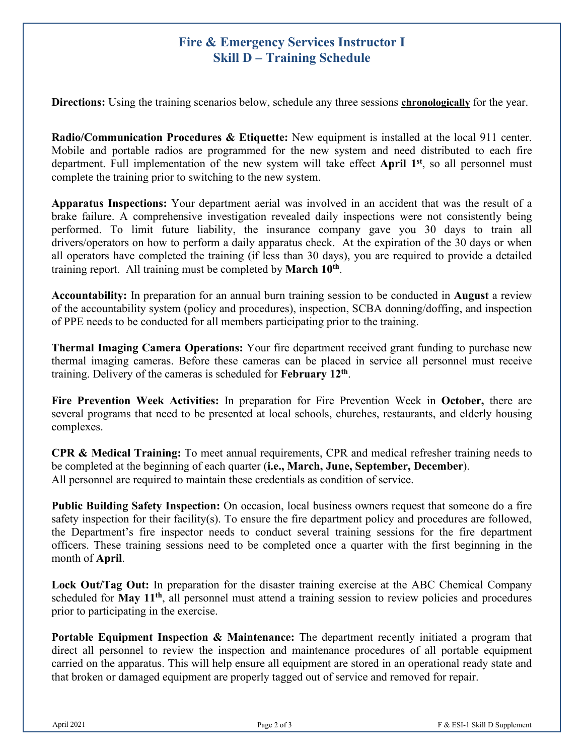# Fire & Emergency Services Instructor I
## Skill D – Training Schedule

**Directions:** Using the training scenarios below, schedule any three sessions **chronologically** for the year.

**Radio/Communication Procedures & Etiquette:** New equipment is installed at the local 911 center. Mobile and portable radios are programmed for the new system and need distributed to each fire department. Full implementation of the new system will take effect **April 1st**, so all personnel must complete the training prior to switching to the new system.

**Apparatus Inspections:** Your department aerial was involved in an accident that was the result of a brake failure. A comprehensive investigation revealed daily inspections were not consistently being performed. To limit future liability, the insurance company gave you 30 days to train all drivers/operators on how to perform a daily apparatus check. At the expiration of the 30 days or when all operators have completed the training (if less than 30 days), you are required to provide a detailed training report. All training must be completed by **March 10th**.

**Accountability:** In preparation for an annual burn training session to be conducted in **August** a review of the accountability system (policy and procedures), inspection, SCBA donning/doffing, and inspection of PPE needs to be conducted for all members participating prior to the training.

**Thermal Imaging Camera Operations:** Your fire department received grant funding to purchase new thermal imaging cameras. Before these cameras can be placed in service all personnel must receive training. Delivery of the cameras is scheduled for **February 12th**.

**Fire Prevention Week Activities:** In preparation for Fire Prevention Week in **October,** there are several programs that need to be presented at local schools, churches, restaurants, and elderly housing complexes.

**CPR & Medical Training:** To meet annual requirements, CPR and medical refresher training needs to be completed at the beginning of each quarter (**i.e., March, June, September, December**). All personnel are required to maintain these credentials as condition of service.

**Public Building Safety Inspection:** On occasion, local business owners request that someone do a fire safety inspection for their facility(s). To ensure the fire department policy and procedures are followed, the Department's fire inspector needs to conduct several training sessions for the fire department officers. These training sessions need to be completed once a quarter with the first beginning in the month of **April**.

**Lock Out/Tag Out:** In preparation for the disaster training exercise at the ABC Chemical Company scheduled for **May 11th**, all personnel must attend a training session to review policies and procedures prior to participating in the exercise.

**Portable Equipment Inspection & Maintenance:** The department recently initiated a program that direct all personnel to review the inspection and maintenance procedures of all portable equipment carried on the apparatus. This will help ensure all equipment are stored in an operational ready state and that broken or damaged equipment are properly tagged out of service and removed for repair.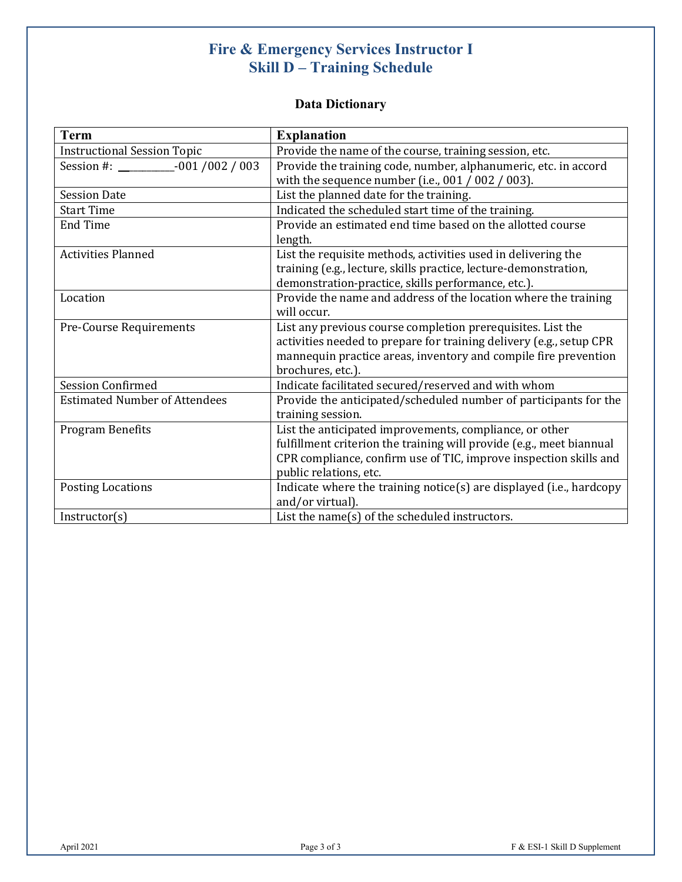# Fire & Emergency Services Instructor I
# Skill D – Training Schedule

### Data Dictionary

| Term | Explanation |
|---|---|
| Instructional Session Topic | Provide the name of the course, training session, etc. |
| Session #: ___________-001 /002 / 003 | Provide the training code, number, alphanumeric, etc. in accord with the sequence number (i.e., 001 / 002 / 003). |
| Session Date | List the planned date for the training. |
| Start Time | Indicated the scheduled start time of the training. |
| End Time | Provide an estimated end time based on the allotted course length. |
| Activities Planned | List the requisite methods, activities used in delivering the training (e.g., lecture, skills practice, lecture-demonstration, demonstration-practice, skills performance, etc.). |
| Location | Provide the name and address of the location where the training will occur. |
| Pre-Course Requirements | List any previous course completion prerequisites. List the activities needed to prepare for training delivery (e.g., setup CPR mannequin practice areas, inventory and compile fire prevention brochures, etc.). |
| Session Confirmed | Indicate facilitated secured/reserved and with whom |
| Estimated Number of Attendees | Provide the anticipated/scheduled number of participants for the training session. |
| Program Benefits | List the anticipated improvements, compliance, or other fulfillment criterion the training will provide (e.g., meet biannual CPR compliance, confirm use of TIC, improve inspection skills and public relations, etc. |
| Posting Locations | Indicate where the training notice(s) are displayed (i.e., hardcopy and/or virtual). |
| Instructor(s) | List the name(s) of the scheduled instructors. |